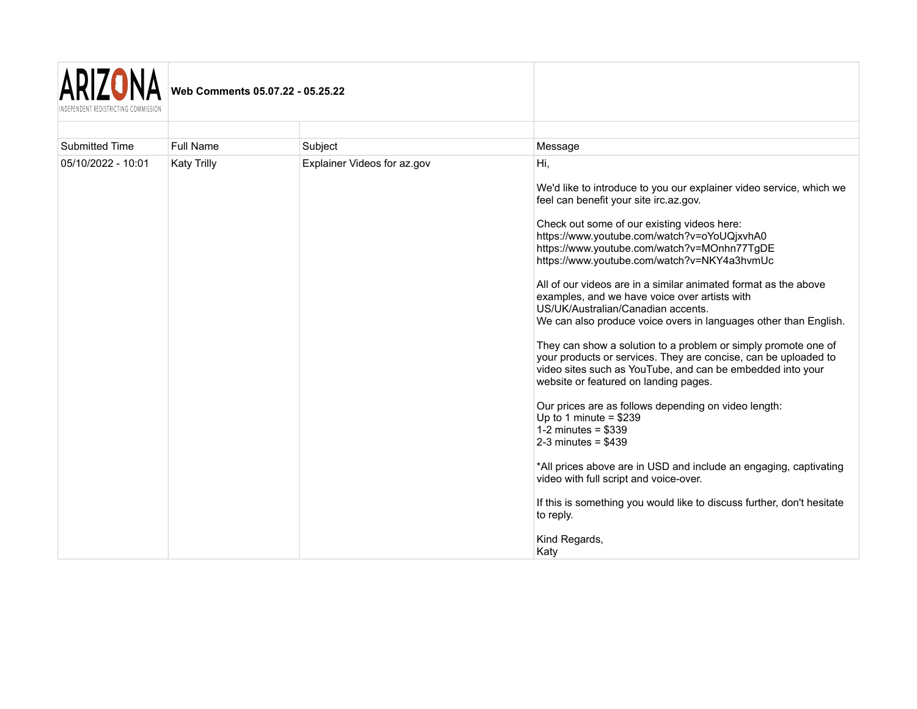ARIZONA INDEPENDENT REDISTRICTING COMMISSION

**Web Comments 05.07.22 - 05.25.22**

| Submitted Time | Full Name | Subject | Message |
| --- | --- | --- | --- |
| 05/10/2022 - 10:01 | Katy Trilly | Explainer Videos for az.gov | Hi,<br><br>We'd like to introduce to you our explainer video service, which we feel can benefit your site irc.az.gov.<br><br>Check out some of our existing videos here:<br>https://www.youtube.com/watch?v=oYoUQjxvhA0<br>https://www.youtube.com/watch?v=MOnhn77TgDE<br>https://www.youtube.com/watch?v=NKY4a3hvmUc<br><br>All of our videos are in a similar animated format as the above examples, and we have voice over artists with US/UK/Australian/Canadian accents.<br>We can also produce voice overs in languages other than English.<br><br>They can show a solution to a problem or simply promote one of your products or services. They are concise, can be uploaded to video sites such as YouTube, and can be embedded into your website or featured on landing pages.<br><br>Our prices are as follows depending on video length:<br>Up to 1 minute = $239<br>1-2 minutes = $339<br>2-3 minutes = $439<br><br>*All prices above are in USD and include an engaging, captivating video with full script and voice-over.<br><br>If this is something you would like to discuss further, don't hesitate to reply.<br><br>Kind Regards,<br>Katy |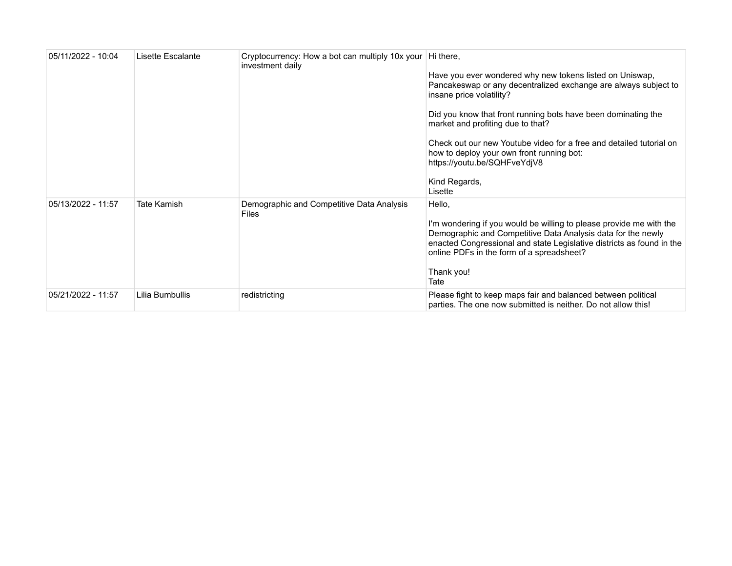| | | | |
|---|---|---|---|
| 05/11/2022 - 10:04 | Lisette Escalante | Cryptocurrency: How a bot can multiply 10x your investment daily | Hi there,<br><br>Have you ever wondered why new tokens listed on Uniswap, Pancakeswap or any decentralized exchange are always subject to insane price volatility?<br><br>Did you know that front running bots have been dominating the market and profiting due to that?<br><br>Check out our new Youtube video for a free and detailed tutorial on how to deploy your own front running bot: https://youtu.be/SQHFveYdjV8<br><br>Kind Regards,<br>Lisette |
| 05/13/2022 - 11:57 | Tate Kamish | Demographic and Competitive Data Analysis Files | Hello,<br><br>I'm wondering if you would be willing to please provide me with the Demographic and Competitive Data Analysis data for the newly enacted Congressional and state Legislative districts as found in the online PDFs in the form of a spreadsheet?<br><br>Thank you!<br>Tate |
| 05/21/2022 - 11:57 | Lilia Bumbullis | redistricting | Please fight to keep maps fair and balanced between political parties. The one now submitted is neither. Do not allow this! |